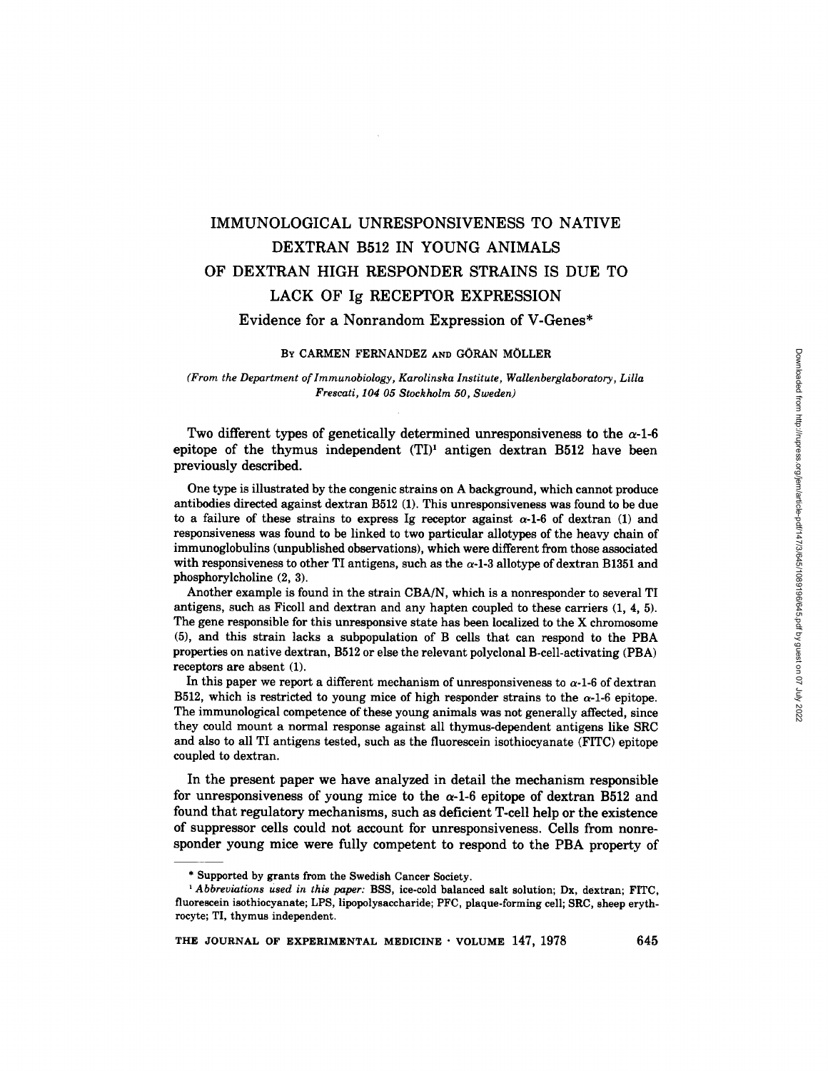# IMMUNOLOGICAL UNRESPONSIVENESS TO NATIVE DEXTRAN B512 IN YOUNG ANIMALS OF DEXTRAN HIGH RESPONDER STRAINS IS DUE TO LACK OF Ig RECEPTOR EXPRESSION

## Evidence for a Nonrandom Expression of V-Genes*

BY CARMEN FERNANDEZ AND GÖRAN MÖLLER

*(From the Department of Immunobiology, Karolinska Institute, Wallenberglaboratory, Lilla Frescati, 104 05 Stockholm 50, Sweden)*

Two different types of genetically determined unresponsiveness to the $\alpha$-1-6 epitope of the thymus independent (TI)[1] antigen dextran B512 have been previously described.

One type is illustrated by the congenic strains on A background, which cannot produce antibodies directed against dextran B512 (1). This unresponsiveness was found to be due to a failure of these strains to express Ig receptor against $\alpha$-1-6 of dextran (1) and responsiveness was found to be linked to two particular allotypes of the heavy chain of immunoglobulins (unpublished observations), which were different from those associated with responsiveness to other TI antigens, such as the $\alpha$-1-3 allotype of dextran B1351 and phosphorylcholine (2, 3).

Another example is found in the strain CBA/N, which is a nonresponder to several TI antigens, such as Ficoll and dextran and any hapten coupled to these carriers (1, 4, 5). The gene responsible for this unresponsive state has been localized to the X chromosome (5), and this strain lacks a subpopulation of B cells that can respond to the PBA properties on native dextran, B512 or else the relevant polyclonal B-cell-activating (PBA) receptors are absent (1).

In this paper we report a different mechanism of unresponsiveness to $\alpha$-1-6 of dextran B512, which is restricted to young mice of high responder strains to the $\alpha$-1-6 epitope. The immunological competence of these young animals was not generally affected, since they could mount a normal response against all thymus-dependent antigens like SRC and also to all TI antigens tested, such as the fluorescein isothiocyanate (FITC) epitope coupled to dextran.

In the present paper we have analyzed in detail the mechanism responsible for unresponsiveness of young mice to the $\alpha$-1-6 epitope of dextran B512 and found that regulatory mechanisms, such as deficient T-cell help or the existence of suppressor cells could not account for unresponsiveness. Cells from nonresponder young mice were fully competent to respond to the PBA property of

---

\* Supported by grants from the Swedish Cancer Society.

[1] *Abbreviations used in this paper:* BSS, ice-cold balanced salt solution; Dx, dextran; FITC, fluorescein isothiocyanate; LPS, lipopolysaccharide; PFC, plaque-forming cell; SRC, sheep erythrocyte; TI, thymus independent.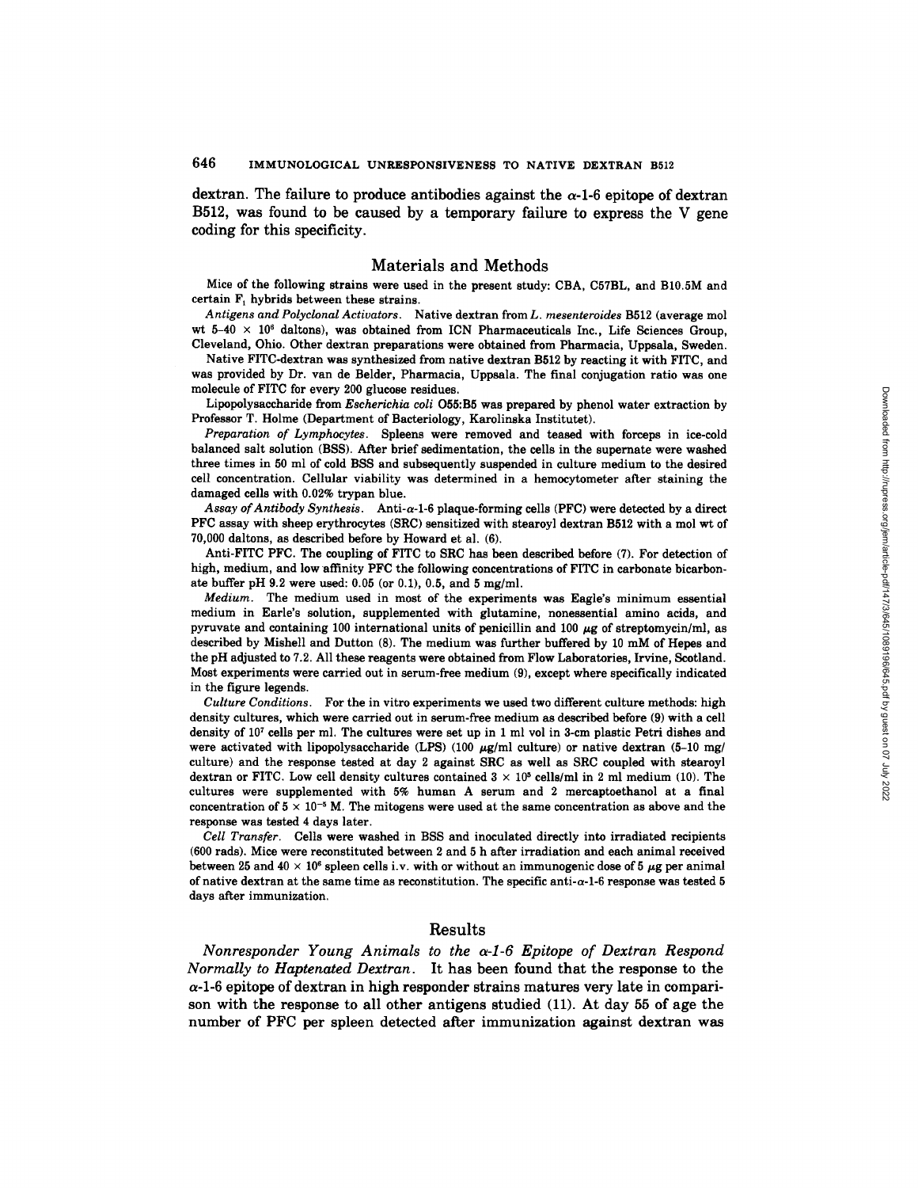dextran. The failure to produce antibodies against the $\alpha$-1-6 epitope of dextran B512, was found to be caused by a temporary failure to express the V gene coding for this specificity.

## Materials and Methods

Mice of the following strains were used in the present study: CBA, C57BL, and B10.5M and certain $F_1$ hybrids between these strains.

*Antigens and Polyclonal Activators.* Native dextran from *L. mesenteroides* B512 (average mol wt $5\text{-}40 \times 10^6$ daltons), was obtained from ICN Pharmaceuticals Inc., Life Sciences Group, Cleveland, Ohio. Other dextran preparations were obtained from Pharmacia, Uppsala, Sweden.

Native FITC-dextran was synthesized from native dextran B512 by reacting it with FITC, and was provided by Dr. van de Belder, Pharmacia, Uppsala. The final conjugation ratio was one molecule of FITC for every 200 glucose residues.

Lipopolysaccharide from *Escherichia coli* O55:B5 was prepared by phenol water extraction by Professor T. Holme (Department of Bacteriology, Karolinska Institutet).

*Preparation of Lymphocytes.* Spleens were removed and teased with forceps in ice-cold balanced salt solution (BSS). After brief sedimentation, the cells in the supernate were washed three times in 50 ml of cold BSS and subsequently suspended in culture medium to the desired cell concentration. Cellular viability was determined in a hemocytometer after staining the damaged cells with 0.02% trypan blue.

*Assay of Antibody Synthesis.* Anti-$\alpha$-1-6 plaque-forming cells (PFC) were detected by a direct PFC assay with sheep erythrocytes (SRC) sensitized with stearoyl dextran B512 with a mol wt of 70,000 daltons, as described before by Howard et al. (6).

Anti-FITC PFC. The coupling of FITC to SRC has been described before (7). For detection of high, medium, and low affinity PFC the following concentrations of FITC in carbonate bicarbonate buffer pH 9.2 were used: 0.05 (or 0.1), 0.5, and 5 mg/ml.

*Medium.* The medium used in most of the experiments was Eagle's minimum essential medium in Earle's solution, supplemented with glutamine, nonessential amino acids, and pyruvate and containing 100 international units of penicillin and 100 $\mu$g of streptomycin/ml, as described by Mishell and Dutton (8). The medium was further buffered by 10 mM of Hepes and the pH adjusted to 7.2. All these reagents were obtained from Flow Laboratories, Irvine, Scotland. Most experiments were carried out in serum-free medium (9), except where specifically indicated in the figure legends.

*Culture Conditions.* For the in vitro experiments we used two different culture methods: high density cultures, which were carried out in serum-free medium as described before (9) with a cell density of $10^7$ cells per ml. The cultures were set up in 1 ml vol in 3-cm plastic Petri dishes and were activated with lipopolysaccharide (LPS) (100 $\mu$g/ml culture) or native dextran (5–10 mg/culture) and the response tested at day 2 against SRC as well as SRC coupled with stearoyl dextran or FITC. Low cell density cultures contained $3 \times 10^5$ cells/ml in 2 ml medium (10). The cultures were supplemented with 5% human A serum and 2 mercaptoethanol at a final concentration of $5 \times 10^{-5}$ M. The mitogens were used at the same concentration as above and the response was tested 4 days later.

*Cell Transfer.* Cells were washed in BSS and inoculated directly into irradiated recipients (600 rads). Mice were reconstituted between 2 and 5 h after irradiation and each animal received between 25 and $40 \times 10^6$ spleen cells i.v. with or without an immunogenic dose of 5 $\mu$g per animal of native dextran at the same time as reconstitution. The specific anti-$\alpha$-1-6 response was tested 5 days after immunization.

## Results

*Nonresponder Young Animals to the $\alpha$-1-6 Epitope of Dextran Respond Normally to Haptenated Dextran.* It has been found that the response to the $\alpha$-1-6 epitope of dextran in high responder strains matures very late in comparison with the response to all other antigens studied (11). At day 55 of age the number of PFC per spleen detected after immunization against dextran was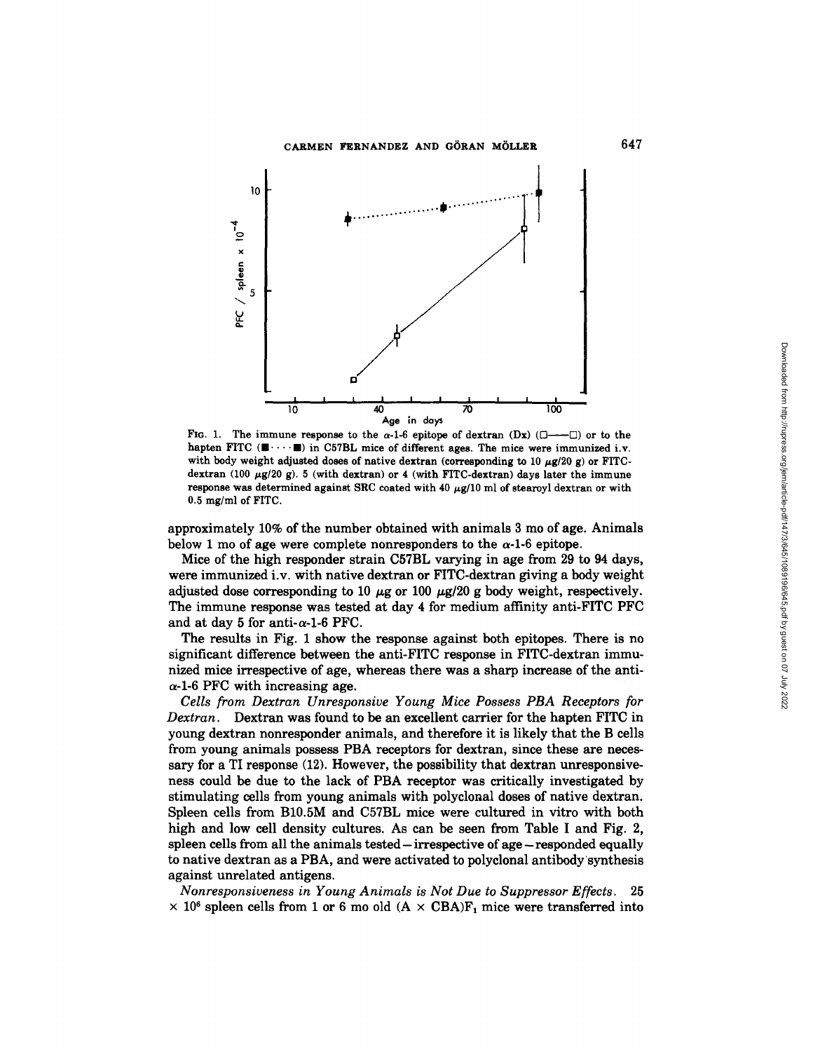FIG. 1. The immune response to the α-1-6 epitope of dextran (Dx) (□——□) or to the hapten FITC (■····■) in C57BL mice of different ages. The mice were immunized i.v. with body weight adjusted doses of native dextran (corresponding to 10 μg/20 g) or FITC-dextran (100 μg/20 g). 5 (with dextran) or 4 (with FITC-dextran) days later the immune response was determined against SRC coated with 40 μg/10 ml of stearoyl dextran or with 0.5 mg/ml of FITC.

approximately 10% of the number obtained with animals 3 mo of age. Animals below 1 mo of age were complete nonresponders to the α-1-6 epitope.

Mice of the high responder strain C57BL varying in age from 29 to 94 days, were immunized i.v. with native dextran or FITC-dextran giving a body weight adjusted dose corresponding to 10 μg or 100 μg/20 g body weight, respectively. The immune response was tested at day 4 for medium affinity anti-FITC PFC and at day 5 for anti-α-1-6 PFC.

The results in Fig. 1 show the response against both epitopes. There is no significant difference between the anti-FITC response in FITC-dextran immunized mice irrespective of age, whereas there was a sharp increase of the anti-α-1-6 PFC with increasing age.

*Cells from Dextran Unresponsive Young Mice Possess PBA Receptors for Dextran.* Dextran was found to be an excellent carrier for the hapten FITC in young dextran nonresponder animals, and therefore it is likely that the B cells from young animals possess PBA receptors for dextran, since these are necessary for a TI response (12). However, the possibility that dextran unresponsiveness could be due to the lack of PBA receptor was critically investigated by stimulating cells from young animals with polyclonal doses of native dextran. Spleen cells from B10.5M and C57BL mice were cultured in vitro with both high and low cell density cultures. As can be seen from Table I and Fig. 2, spleen cells from all the animals tested – irrespective of age – responded equally to native dextran as a PBA, and were activated to polyclonal antibody synthesis against unrelated antigens.

*Nonresponsiveness in Young Animals is Not Due to Suppressor Effects.* 25 $\times 10^6$ spleen cells from 1 or 6 mo old $(A \times CBA)F_1$ mice were transferred into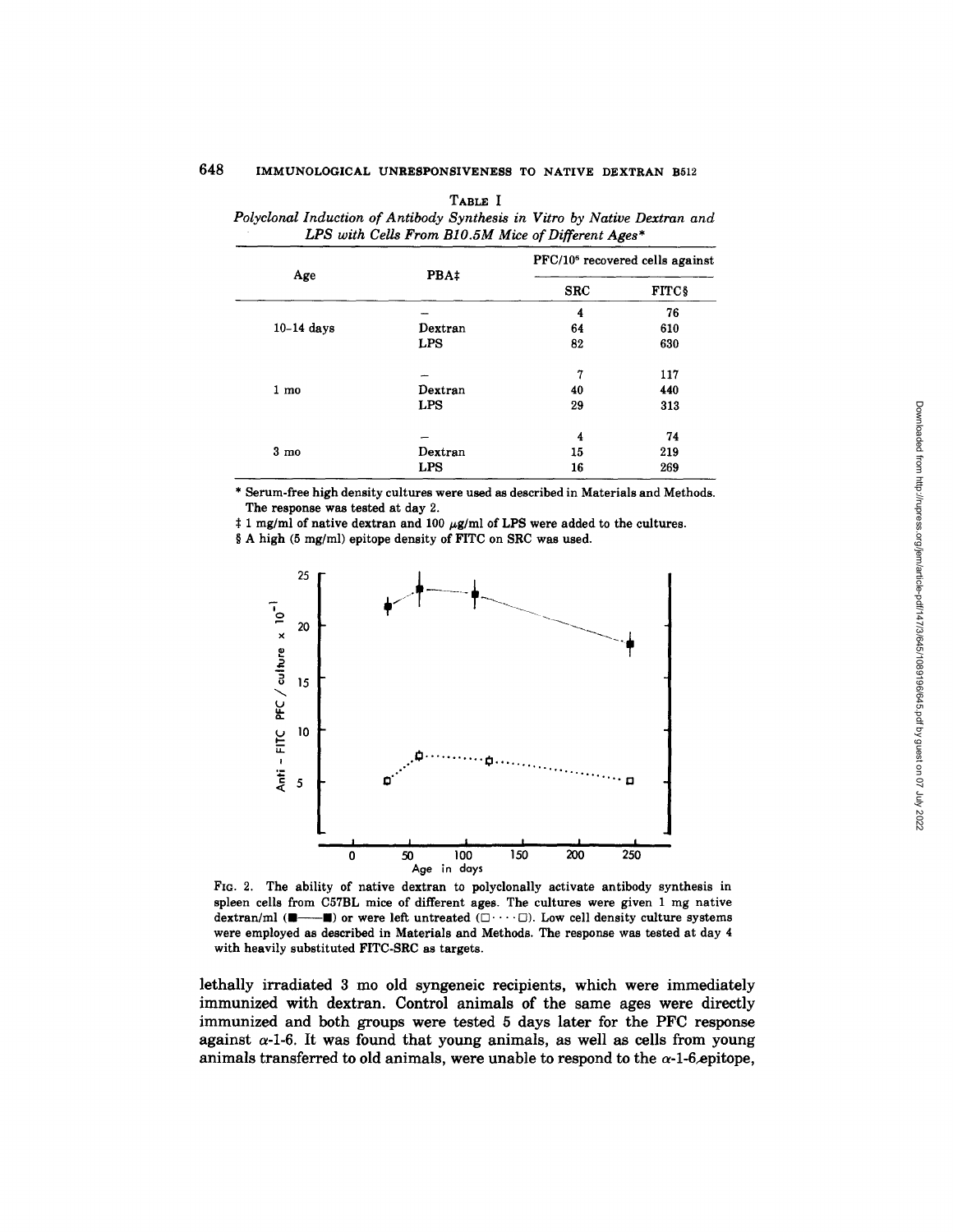TABLE I

*Polyclonal Induction of Antibody Synthesis in Vitro by Native Dextran and LPS with Cells From B10.5M Mice of Different Ages\**

| Age | PBA‡ | PFC/$10^6$ recovered cells against | |
|---|---|---|---|
| | | SRC | FITC§ |
| | – | 4 | 76 |
| 10–14 days | Dextran | 64 | 610 |
| | LPS | 82 | 630 |
| | – | 7 | 117 |
| 1 mo | Dextran | 40 | 440 |
| | LPS | 29 | 313 |
| | – | 4 | 74 |
| 3 mo | Dextran | 15 | 219 |
| | LPS | 16 | 269 |

\* Serum-free high density cultures were used as described in Materials and Methods. The response was tested at day 2.

‡ 1 mg/ml of native dextran and 100 μg/ml of LPS were added to the cultures.

§ A high (5 mg/ml) epitope density of FITC on SRC was used.

FIG. 2. The ability of native dextran to polyclonally activate antibody synthesis in spleen cells from C57BL mice of different ages. The cultures were given 1 mg native dextran/ml (■——■) or were left untreated (□····□). Low cell density culture systems were employed as described in Materials and Methods. The response was tested at day 4 with heavily substituted FITC-SRC as targets.

lethally irradiated 3 mo old syngeneic recipients, which were immediately immunized with dextran. Control animals of the same ages were directly immunized and both groups were tested 5 days later for the PFC response against α-1-6. It was found that young animals, as well as cells from young animals transferred to old animals, were unable to respond to the α-1-6 epitope,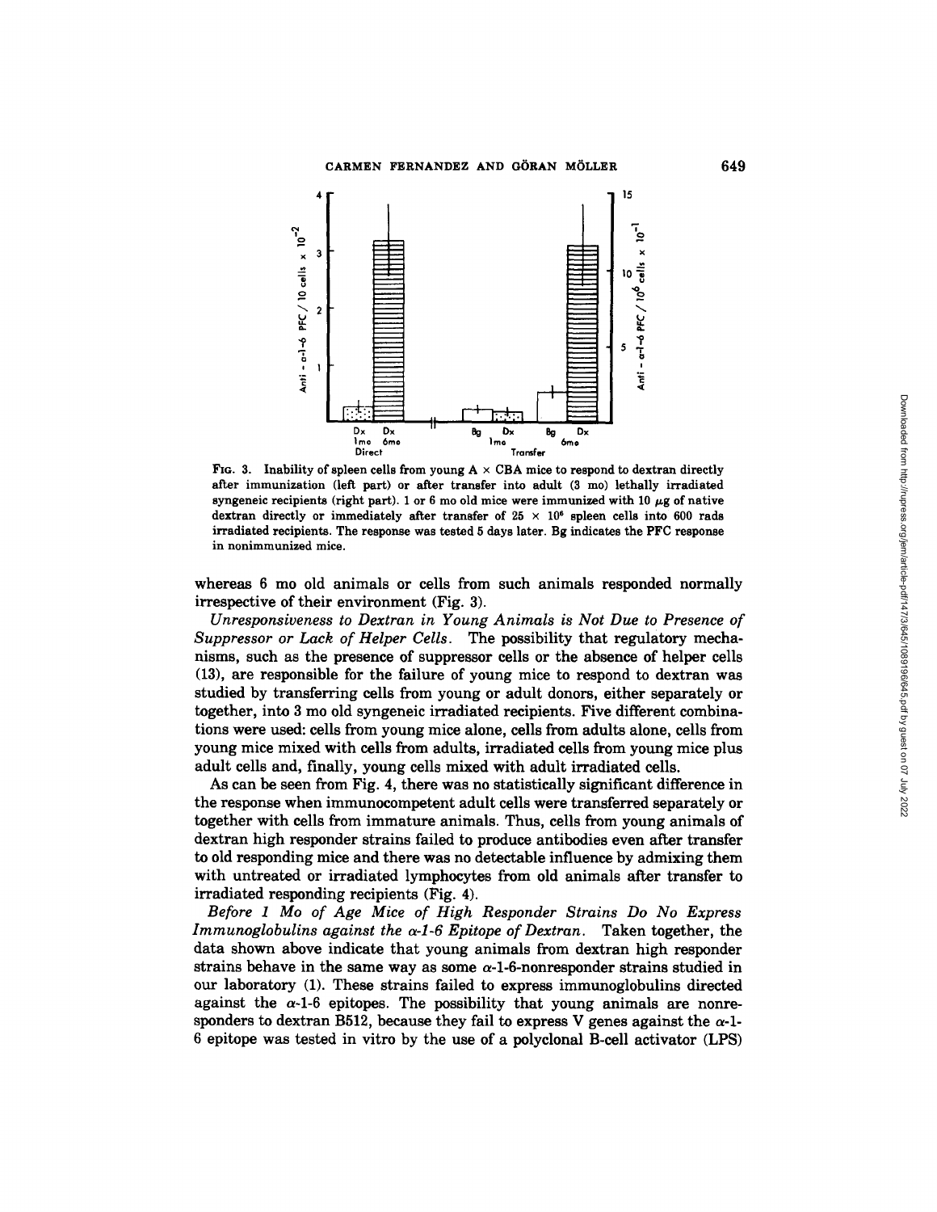FIG. 3. Inability of spleen cells from young A × CBA mice to respond to dextran directly after immunization (left part) or after transfer into adult (3 mo) lethally irradiated syngeneic recipients (right part). 1 or 6 mo old mice were immunized with 10 μg of native dextran directly or immediately after transfer of $25 \times 10^6$ spleen cells into 600 rads irradiated recipients. The response was tested 5 days later. Bg indicates the PFC response in nonimmunized mice.

whereas 6 mo old animals or cells from such animals responded normally irrespective of their environment (Fig. 3).

*Unresponsiveness to Dextran in Young Animals is Not Due to Presence of Suppressor or Lack of Helper Cells.* The possibility that regulatory mechanisms, such as the presence of suppressor cells or the absence of helper cells (13), are responsible for the failure of young mice to respond to dextran was studied by transferring cells from young or adult donors, either separately or together, into 3 mo old syngeneic irradiated recipients. Five different combinations were used: cells from young mice alone, cells from adults alone, cells from young mice mixed with cells from adults, irradiated cells from young mice plus adult cells and, finally, young cells mixed with adult irradiated cells.

As can be seen from Fig. 4, there was no statistically significant difference in the response when immunocompetent adult cells were transferred separately or together with cells from immature animals. Thus, cells from young animals of dextran high responder strains failed to produce antibodies even after transfer to old responding mice and there was no detectable influence by admixing them with untreated or irradiated lymphocytes from old animals after transfer to irradiated responding recipients (Fig. 4).

*Before 1 Mo of Age Mice of High Responder Strains Do No Express Immunoglobulins against the α-1-6 Epitope of Dextran.* Taken together, the data shown above indicate that young animals from dextran high responder strains behave in the same way as some α-1-6-nonresponder strains studied in our laboratory (1). These strains failed to express immunoglobulins directed against the α-1-6 epitopes. The possibility that young animals are nonresponders to dextran B512, because they fail to express V genes against the α-1-6 epitope was tested in vitro by the use of a polyclonal B-cell activator (LPS)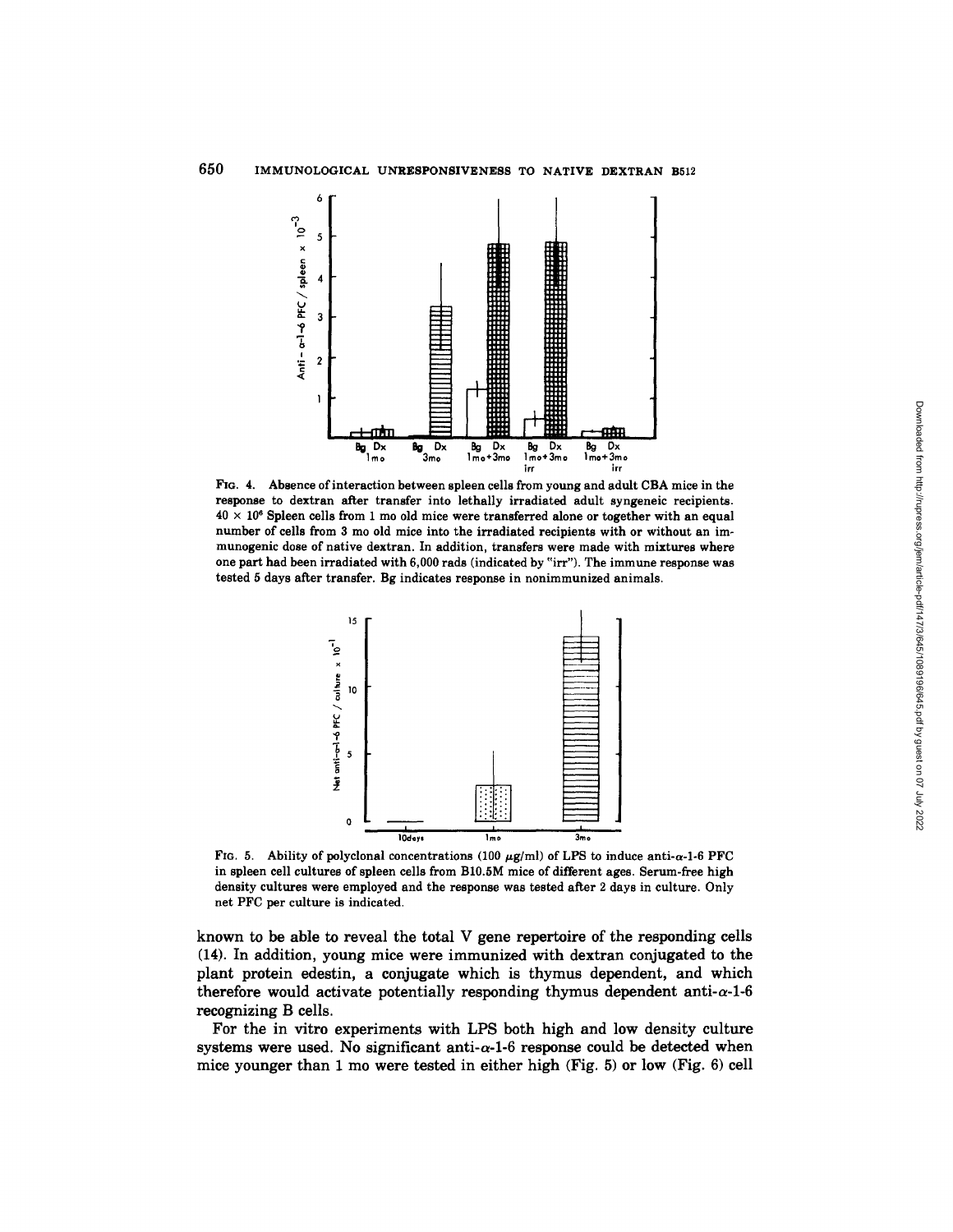FIG. 4. Absence of interaction between spleen cells from young and adult CBA mice in the response to dextran after transfer into lethally irradiated adult syngeneic recipients. $40 \times 10^6$ Spleen cells from 1 mo old mice were transferred alone or together with an equal number of cells from 3 mo old mice into the irradiated recipients with or without an immunogenic dose of native dextran. In addition, transfers were made with mixtures where one part had been irradiated with 6,000 rads (indicated by "irr"). The immune response was tested 5 days after transfer. Bg indicates response in nonimmunized animals.

FIG. 5. Ability of polyclonal concentrations (100 $\mu$g/ml) of LPS to induce anti-$\alpha$-1-6 PFC in spleen cell cultures of spleen cells from B10.5M mice of different ages. Serum-free high density cultures were employed and the response was tested after 2 days in culture. Only net PFC per culture is indicated.

known to be able to reveal the total V gene repertoire of the responding cells (14). In addition, young mice were immunized with dextran conjugated to the plant protein edestin, a conjugate which is thymus dependent, and which therefore would activate potentially responding thymus dependent anti-$\alpha$-1-6 recognizing B cells.

For the in vitro experiments with LPS both high and low density culture systems were used. No significant anti-$\alpha$-1-6 response could be detected when mice younger than 1 mo were tested in either high (Fig. 5) or low (Fig. 6) cell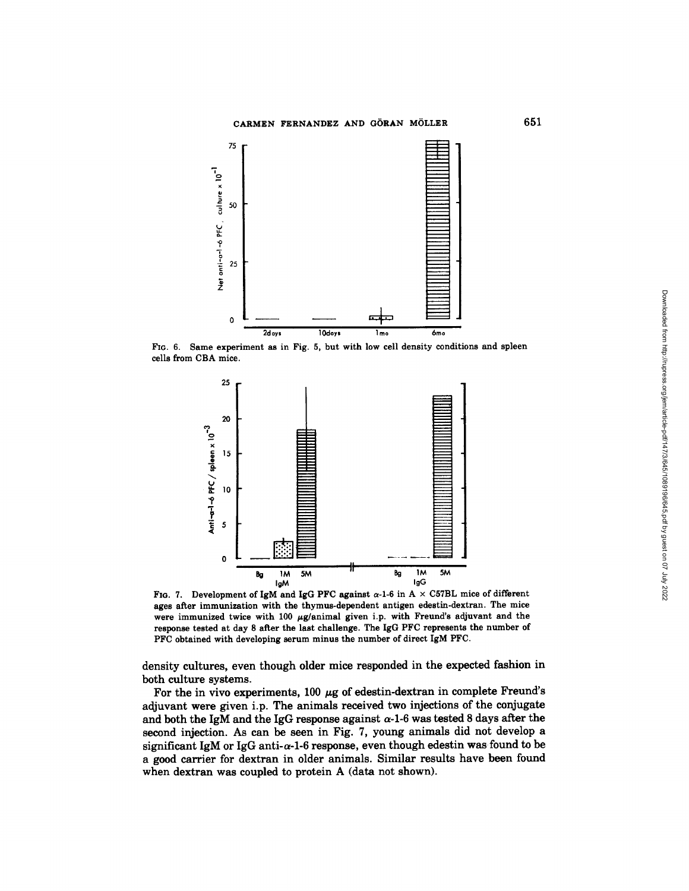FIG. 6. Same experiment as in Fig. 5, but with low cell density conditions and spleen cells from CBA mice.

FIG. 7. Development of IgM and IgG PFC against α-1-6 in A × C57BL mice of different ages after immunization with the thymus-dependent antigen edestin-dextran. The mice were immunized twice with 100 μg/animal given i.p. with Freund's adjuvant and the response tested at day 8 after the last challenge. The IgG PFC represents the number of PFC obtained with developing serum minus the number of direct IgM PFC.

density cultures, even though older mice responded in the expected fashion in both culture systems.

For the in vivo experiments, 100 μg of edestin-dextran in complete Freund's adjuvant were given i.p. The animals received two injections of the conjugate and both the IgM and the IgG response against α-1-6 was tested 8 days after the second injection. As can be seen in Fig. 7, young animals did not develop a significant IgM or IgG anti-α-1-6 response, even though edestin was found to be a good carrier for dextran in older animals. Similar results have been found when dextran was coupled to protein A (data not shown).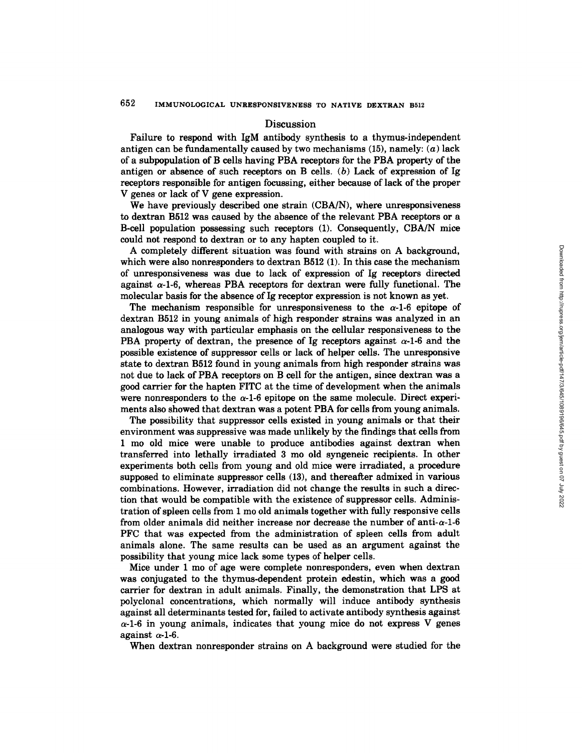## Discussion

Failure to respond with IgM antibody synthesis to a thymus-independent antigen can be fundamentally caused by two mechanisms (15), namely: (*a*) lack of a subpopulation of B cells having PBA receptors for the PBA property of the antigen or absence of such receptors on B cells. (*b*) Lack of expression of Ig receptors responsible for antigen focussing, either because of lack of the proper V genes or lack of V gene expression.

We have previously described one strain (CBA/N), where unresponsiveness to dextran B512 was caused by the absence of the relevant PBA receptors or a B-cell population possessing such receptors (1). Consequently, CBA/N mice could not respond to dextran or to any hapten coupled to it.

A completely different situation was found with strains on A background, which were also nonresponders to dextran B512 (1). In this case the mechanism of unresponsiveness was due to lack of expression of Ig receptors directed against $\alpha$-1-6, whereas PBA receptors for dextran were fully functional. The molecular basis for the absence of Ig receptor expression is not known as yet.

The mechanism responsible for unresponsiveness to the $\alpha$-1-6 epitope of dextran B512 in young animals of high responder strains was analyzed in an analogous way with particular emphasis on the cellular responsiveness to the PBA property of dextran, the presence of Ig receptors against $\alpha$-1-6 and the possible existence of suppressor cells or lack of helper cells. The unresponsive state to dextran B512 found in young animals from high responder strains was not due to lack of PBA receptors on B cell for the antigen, since dextran was a good carrier for the hapten FITC at the time of development when the animals were nonresponders to the $\alpha$-1-6 epitope on the same molecule. Direct experiments also showed that dextran was a potent PBA for cells from young animals.

The possibility that suppressor cells existed in young animals or that their environment was suppressive was made unlikely by the findings that cells from 1 mo old mice were unable to produce antibodies against dextran when transferred into lethally irradiated 3 mo old syngeneic recipients. In other experiments both cells from young and old mice were irradiated, a procedure supposed to eliminate suppressor cells (13), and thereafter admixed in various combinations. However, irradiation did not change the results in such a direction that would be compatible with the existence of suppressor cells. Administration of spleen cells from 1 mo old animals together with fully responsive cells from older animals did neither increase nor decrease the number of anti-$\alpha$-1-6 PFC that was expected from the administration of spleen cells from adult animals alone. The same results can be used as an argument against the possibility that young mice lack some types of helper cells.

Mice under 1 mo of age were complete nonresponders, even when dextran was conjugated to the thymus-dependent protein edestin, which was a good carrier for dextran in adult animals. Finally, the demonstration that LPS at polyclonal concentrations, which normally will induce antibody synthesis against all determinants tested for, failed to activate antibody synthesis against $\alpha$-1-6 in young animals, indicates that young mice do not express V genes against $\alpha$-1-6.

When dextran nonresponder strains on A background were studied for the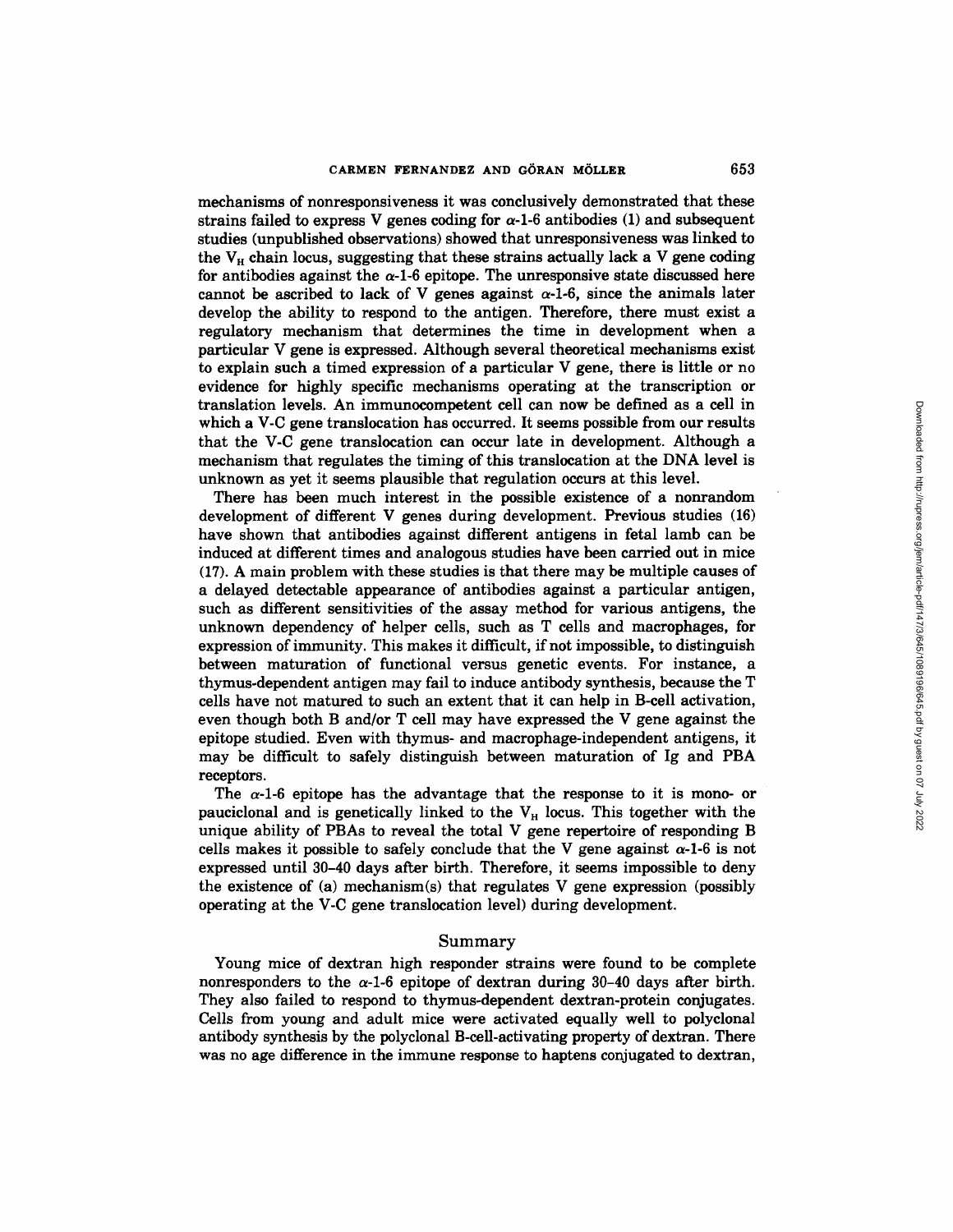mechanisms of nonresponsiveness it was conclusively demonstrated that these strains failed to express V genes coding for $\alpha$-1-6 antibodies (1) and subsequent studies (unpublished observations) showed that unresponsiveness was linked to the $V_H$ chain locus, suggesting that these strains actually lack a V gene coding for antibodies against the $\alpha$-1-6 epitope. The unresponsive state discussed here cannot be ascribed to lack of V genes against $\alpha$-1-6, since the animals later develop the ability to respond to the antigen. Therefore, there must exist a regulatory mechanism that determines the time in development when a particular V gene is expressed. Although several theoretical mechanisms exist to explain such a timed expression of a particular V gene, there is little or no evidence for highly specific mechanisms operating at the transcription or translation levels. An immunocompetent cell can now be defined as a cell in which a V-C gene translocation has occurred. It seems possible from our results that the V-C gene translocation can occur late in development. Although a mechanism that regulates the timing of this translocation at the DNA level is unknown as yet it seems plausible that regulation occurs at this level.

There has been much interest in the possible existence of a nonrandom development of different V genes during development. Previous studies (16) have shown that antibodies against different antigens in fetal lamb can be induced at different times and analogous studies have been carried out in mice (17). A main problem with these studies is that there may be multiple causes of a delayed detectable appearance of antibodies against a particular antigen, such as different sensitivities of the assay method for various antigens, the unknown dependency of helper cells, such as T cells and macrophages, for expression of immunity. This makes it difficult, if not impossible, to distinguish between maturation of functional versus genetic events. For instance, a thymus-dependent antigen may fail to induce antibody synthesis, because the T cells have not matured to such an extent that it can help in B-cell activation, even though both B and/or T cell may have expressed the V gene against the epitope studied. Even with thymus- and macrophage-independent antigens, it may be difficult to safely distinguish between maturation of Ig and PBA receptors.

The $\alpha$-1-6 epitope has the advantage that the response to it is mono- or pauciclonal and is genetically linked to the $V_H$ locus. This together with the unique ability of PBAs to reveal the total V gene repertoire of responding B cells makes it possible to safely conclude that the V gene against $\alpha$-1-6 is not expressed until 30–40 days after birth. Therefore, it seems impossible to deny the existence of (a) mechanism(s) that regulates V gene expression (possibly operating at the V-C gene translocation level) during development.

## Summary

Young mice of dextran high responder strains were found to be complete nonresponders to the $\alpha$-1-6 epitope of dextran during 30–40 days after birth. They also failed to respond to thymus-dependent dextran-protein conjugates. Cells from young and adult mice were activated equally well to polyclonal antibody synthesis by the polyclonal B-cell-activating property of dextran. There was no age difference in the immune response to haptens conjugated to dextran,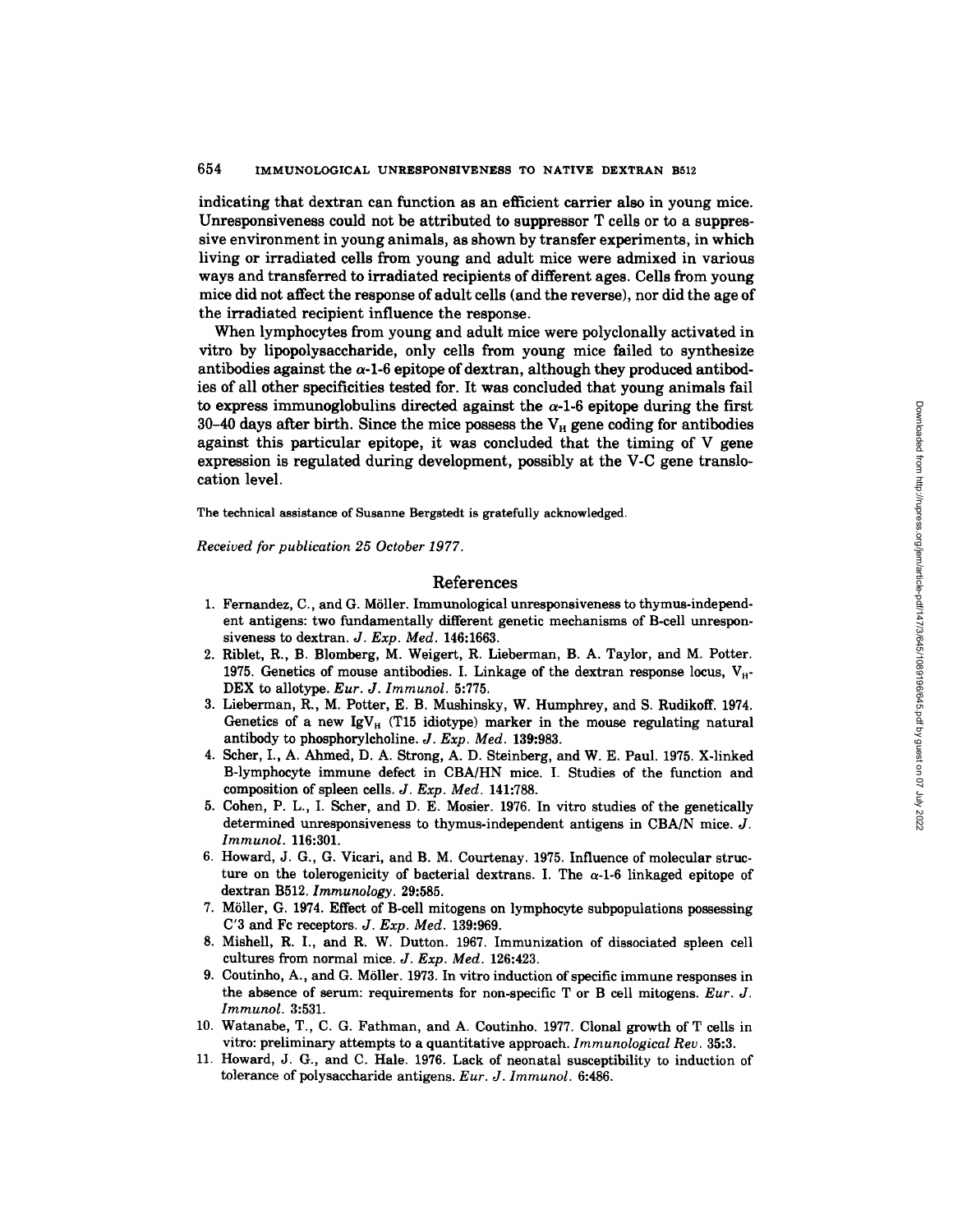indicating that dextran can function as an efficient carrier also in young mice. Unresponsiveness could not be attributed to suppressor T cells or to a suppressive environment in young animals, as shown by transfer experiments, in which living or irradiated cells from young and adult mice were admixed in various ways and transferred to irradiated recipients of different ages. Cells from young mice did not affect the response of adult cells (and the reverse), nor did the age of the irradiated recipient influence the response.

When lymphocytes from young and adult mice were polyclonally activated in vitro by lipopolysaccharide, only cells from young mice failed to synthesize antibodies against the $\alpha$-1-6 epitope of dextran, although they produced antibodies of all other specificities tested for. It was concluded that young animals fail to express immunoglobulins directed against the $\alpha$-1-6 epitope during the first 30–40 days after birth. Since the mice possess the $V_H$ gene coding for antibodies against this particular epitope, it was concluded that the timing of V gene expression is regulated during development, possibly at the V-C gene translocation level.

The technical assistance of Susanne Bergstedt is gratefully acknowledged.

*Received for publication 25 October 1977.*

## References

1. Fernandez, C., and G. Möller. Immunological unresponsiveness to thymus-independent antigens: two fundamentally different genetic mechanisms of B-cell unresponsiveness to dextran. *J. Exp. Med.* 146:1663.
2. Riblet, R., B. Blomberg, M. Weigert, R. Lieberman, B. A. Taylor, and M. Potter. 1975. Genetics of mouse antibodies. I. Linkage of the dextran response locus, $V_H$-DEX to allotype. *Eur. J. Immunol.* 5:775.
3. Lieberman, R., M. Potter, E. B. Mushinsky, W. Humphrey, and S. Rudikoff. 1974. Genetics of a new $IgV_H$ (T15 idiotype) marker in the mouse regulating natural antibody to phosphorylcholine. *J. Exp. Med.* 139:983.
4. Scher, I., A. Ahmed, D. A. Strong, A. D. Steinberg, and W. E. Paul. 1975. X-linked B-lymphocyte immune defect in CBA/HN mice. I. Studies of the function and composition of spleen cells. *J. Exp. Med.* 141:788.
5. Cohen, P. L., I. Scher, and D. E. Mosier. 1976. In vitro studies of the genetically determined unresponsiveness to thymus-independent antigens in CBA/N mice. *J. Immunol.* 116:301.
6. Howard, J. G., G. Vicari, and B. M. Courtenay. 1975. Influence of molecular structure on the tolerogenicity of bacterial dextrans. I. The $\alpha$-1-6 linkaged epitope of dextran B512. *Immunology.* 29:585.
7. Möller, G. 1974. Effect of B-cell mitogens on lymphocyte subpopulations possessing C'3 and Fc receptors. *J. Exp. Med.* 139:969.
8. Mishell, R. I., and R. W. Dutton. 1967. Immunization of dissociated spleen cell cultures from normal mice. *J. Exp. Med.* 126:423.
9. Coutinho, A., and G. Möller. 1973. In vitro induction of specific immune responses in the absence of serum: requirements for non-specific T or B cell mitogens. *Eur. J. Immunol.* 3:531.
10. Watanabe, T., C. G. Fathman, and A. Coutinho. 1977. Clonal growth of T cells in vitro: preliminary attempts to a quantitative approach. *Immunological Rev.* 35:3.
11. Howard, J. G., and C. Hale. 1976. Lack of neonatal susceptibility to induction of tolerance of polysaccharide antigens. *Eur. J. Immunol.* 6:486.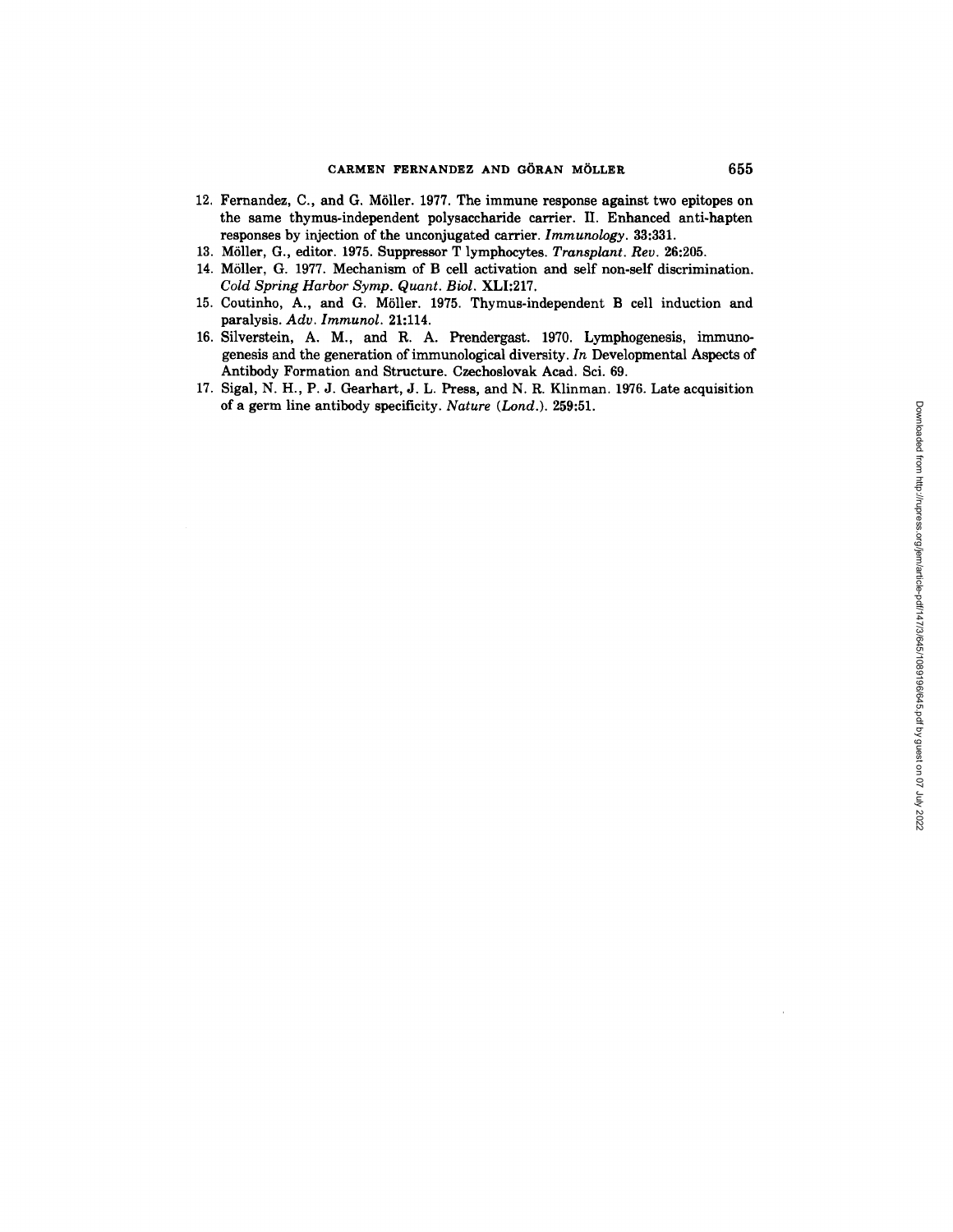12. Fernandez, C., and G. Möller. 1977. The immune response against two epitopes on the same thymus-independent polysaccharide carrier. II. Enhanced anti-hapten responses by injection of the unconjugated carrier. *Immunology*. **33**:331.
13. Möller, G., editor. 1975. Suppressor T lymphocytes. *Transplant. Rev.* **26**:205.
14. Möller, G. 1977. Mechanism of B cell activation and self non-self discrimination. *Cold Spring Harbor Symp. Quant. Biol.* **XLI**:217.
15. Coutinho, A., and G. Möller. 1975. Thymus-independent B cell induction and paralysis. *Adv. Immunol.* **21**:114.
16. Silverstein, A. M., and R. A. Prendergast. 1970. Lymphogenesis, immunogenesis and the generation of immunological diversity. *In* Developmental Aspects of Antibody Formation and Structure. Czechoslovak Acad. Sci. 69.
17. Sigal, N. H., P. J. Gearhart, J. L. Press, and N. R. Klinman. 1976. Late acquisition of a germ line antibody specificity. *Nature (Lond.)*. **259**:51.